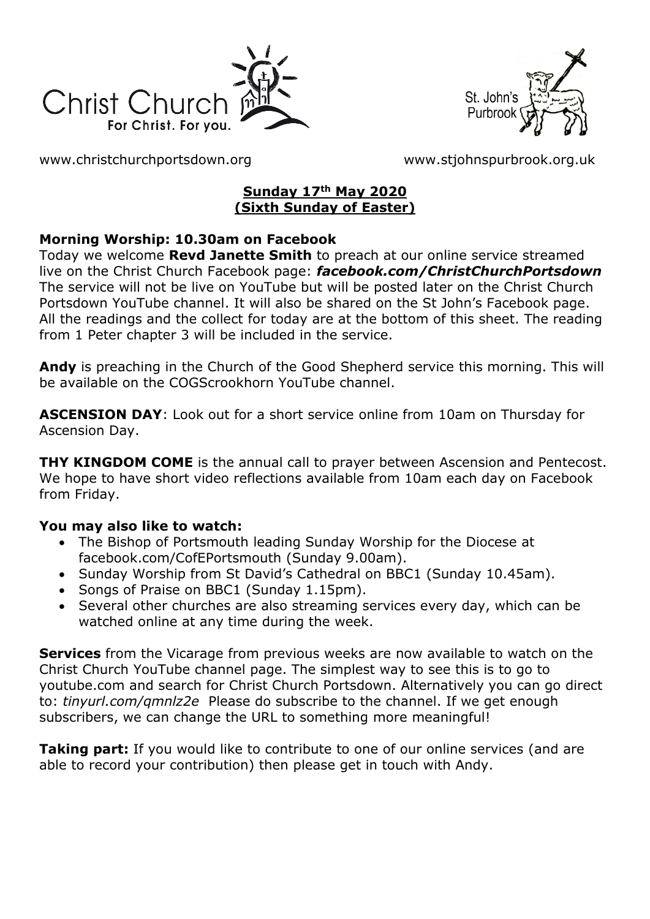Christ Church
For Christ. For you.

St. John's Purbrook

www.christchurchportsdown.org www.stjohnspurbrook.org.uk

## Sunday 17th May 2020 (Sixth Sunday of Easter)

**Morning Worship: 10.30am on Facebook**

Today we welcome **Revd Janette Smith** to preach at our online service streamed live on the Christ Church Facebook page: ***facebook.com/ChristChurchPortsdown*** The service will not be live on YouTube but will be posted later on the Christ Church Portsdown YouTube channel. It will also be shared on the St John's Facebook page. All the readings and the collect for today are at the bottom of this sheet. The reading from 1 Peter chapter 3 will be included in the service.

**Andy** is preaching in the Church of the Good Shepherd service this morning. This will be available on the COGScrookhorn YouTube channel.

**ASCENSION DAY**: Look out for a short service online from 10am on Thursday for Ascension Day.

**THY KINGDOM COME** is the annual call to prayer between Ascension and Pentecost. We hope to have short video reflections available from 10am each day on Facebook from Friday.

**You may also like to watch:**

- The Bishop of Portsmouth leading Sunday Worship for the Diocese at facebook.com/CofEPortsmouth (Sunday 9.00am).
- Sunday Worship from St David's Cathedral on BBC1 (Sunday 10.45am).
- Songs of Praise on BBC1 (Sunday 1.15pm).
- Several other churches are also streaming services every day, which can be watched online at any time during the week.

**Services** from the Vicarage from previous weeks are now available to watch on the Christ Church YouTube channel page. The simplest way to see this is to go to youtube.com and search for Christ Church Portsdown. Alternatively you can go direct to: *tinyurl.com/qmnlz2e* Please do subscribe to the channel. If we get enough subscribers, we can change the URL to something more meaningful!

**Taking part:** If you would like to contribute to one of our online services (and are able to record your contribution) then please get in touch with Andy.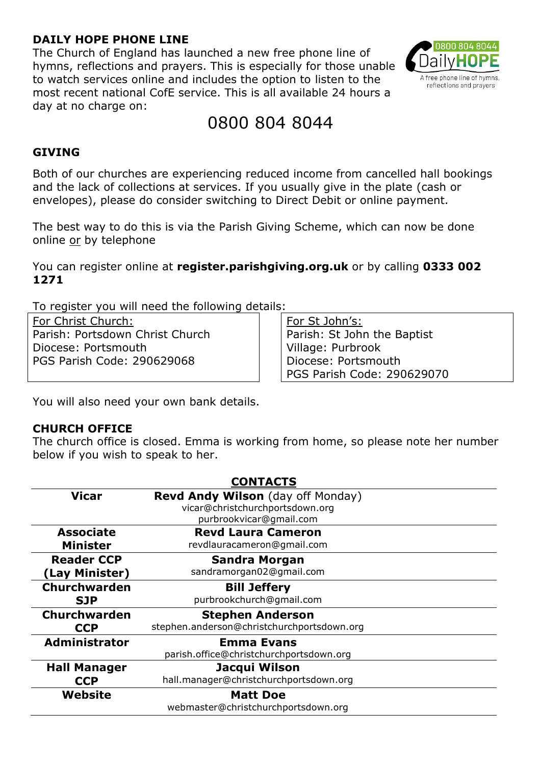## DAILY HOPE PHONE LINE

The Church of England has launched a new free phone line of hymns, reflections and prayers. This is especially for those unable to watch services online and includes the option to listen to the most recent national CofE service. This is all available 24 hours a day at no charge on:

# 0800 804 8044

## GIVING

Both of our churches are experiencing reduced income from cancelled hall bookings and the lack of collections at services. If you usually give in the plate (cash or envelopes), please do consider switching to Direct Debit or online payment.

The best way to do this is via the Parish Giving Scheme, which can now be done online or by telephone

You can register online at **register.parishgiving.org.uk** or by calling **0333 002 1271**

To register you will need the following details:

| For Christ Church: | For St John's: |
|---|---|
| Parish: Portsdown Christ Church | Parish: St John the Baptist |
| Diocese: Portsmouth | Village: Purbrook |
| PGS Parish Code: 290629068 | Diocese: Portsmouth |
| | PGS Parish Code: 290629070 |

You will also need your own bank details.

## CHURCH OFFICE

The church office is closed. Emma is working from home, so please note her number below if you wish to speak to her.

## CONTACTS

| | |
|---|---|
| **Vicar** | **Revd Andy Wilson** (day off Monday)<br>vicar@christchurchportsdown.org<br>purbrookvicar@gmail.com |
| **Associate Minister** | **Revd Laura Cameron**<br>revdlauracameron@gmail.com |
| **Reader CCP (Lay Minister)** | **Sandra Morgan**<br>sandramorgan02@gmail.com |
| **Churchwarden SJP** | **Bill Jeffery**<br>purbrookchurch@gmail.com |
| **Churchwarden CCP** | **Stephen Anderson**<br>stephen.anderson@christchurchportsdown.org |
| **Administrator** | **Emma Evans**<br>parish.office@christchurchportsdown.org |
| **Hall Manager CCP** | **Jacqui Wilson**<br>hall.manager@christchurchportsdown.org |
| **Website** | **Matt Doe**<br>webmaster@christchurchportsdown.org |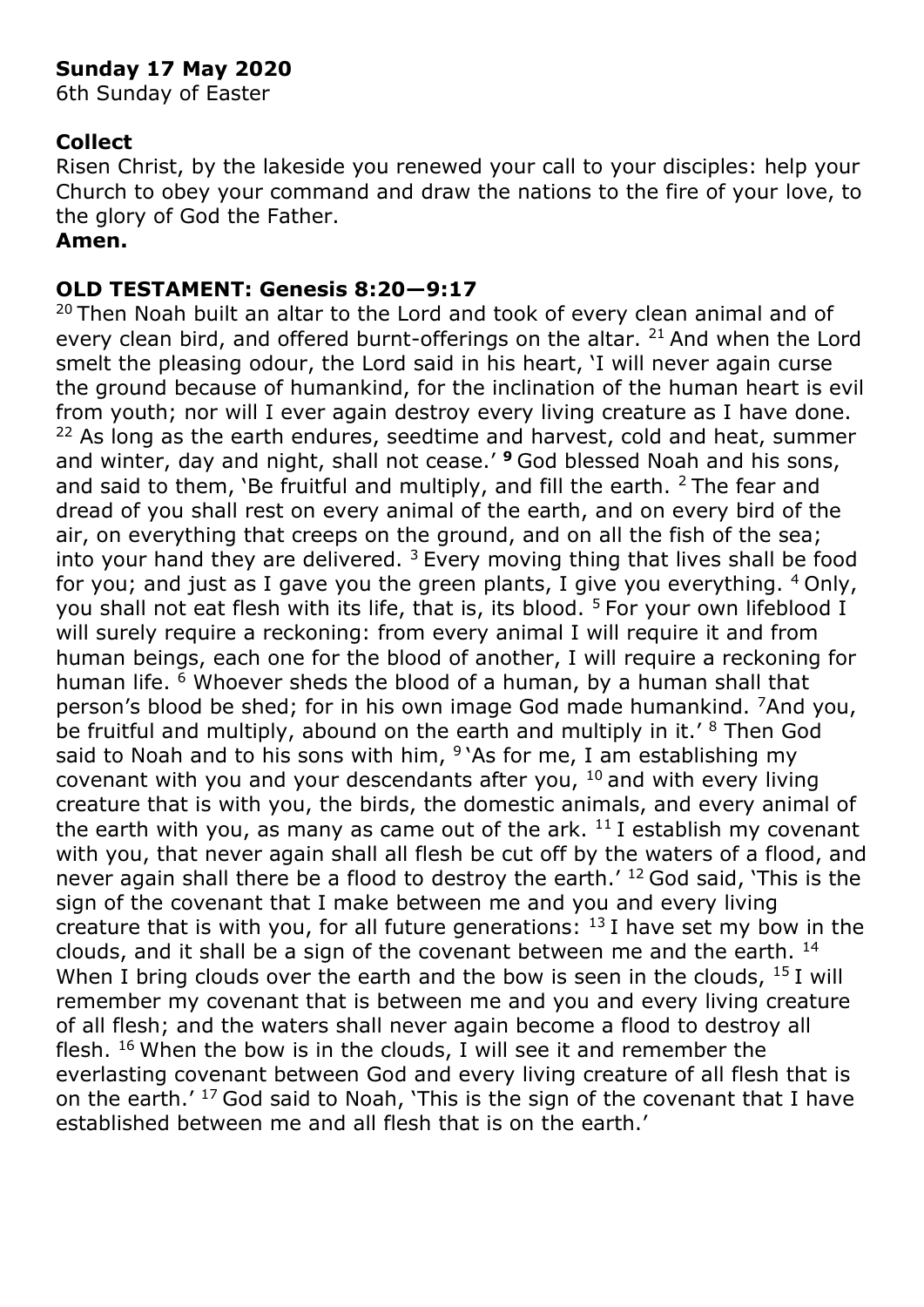**Sunday 17 May 2020**

6th Sunday of Easter

**Collect**

Risen Christ, by the lakeside you renewed your call to your disciples: help your Church to obey your command and draw the nations to the fire of your love, to the glory of God the Father.

**Amen.**

**OLD TESTAMENT: Genesis 8:20—9:17**

[20] Then Noah built an altar to the Lord and took of every clean animal and of every clean bird, and offered burnt-offerings on the altar. [21] And when the Lord smelt the pleasing odour, the Lord said in his heart, 'I will never again curse the ground because of humankind, for the inclination of the human heart is evil from youth; nor will I ever again destroy every living creature as I have done. [22] As long as the earth endures, seedtime and harvest, cold and heat, summer and winter, day and night, shall not cease.' **9** God blessed Noah and his sons, and said to them, 'Be fruitful and multiply, and fill the earth. [2] The fear and dread of you shall rest on every animal of the earth, and on every bird of the air, on everything that creeps on the ground, and on all the fish of the sea; into your hand they are delivered. [3] Every moving thing that lives shall be food for you; and just as I gave you the green plants, I give you everything. [4] Only, you shall not eat flesh with its life, that is, its blood. [5] For your own lifeblood I will surely require a reckoning: from every animal I will require it and from human beings, each one for the blood of another, I will require a reckoning for human life. [6] Whoever sheds the blood of a human, by a human shall that person's blood be shed; for in his own image God made humankind. [7] And you, be fruitful and multiply, abound on the earth and multiply in it.' [8] Then God said to Noah and to his sons with him, [9] 'As for me, I am establishing my covenant with you and your descendants after you, [10] and with every living creature that is with you, the birds, the domestic animals, and every animal of the earth with you, as many as came out of the ark. [11] I establish my covenant with you, that never again shall all flesh be cut off by the waters of a flood, and never again shall there be a flood to destroy the earth.' [12] God said, 'This is the sign of the covenant that I make between me and you and every living creature that is with you, for all future generations: [13] I have set my bow in the clouds, and it shall be a sign of the covenant between me and the earth. [14] When I bring clouds over the earth and the bow is seen in the clouds, [15] I will remember my covenant that is between me and you and every living creature of all flesh; and the waters shall never again become a flood to destroy all flesh. [16] When the bow is in the clouds, I will see it and remember the everlasting covenant between God and every living creature of all flesh that is on the earth.' [17] God said to Noah, 'This is the sign of the covenant that I have established between me and all flesh that is on the earth.'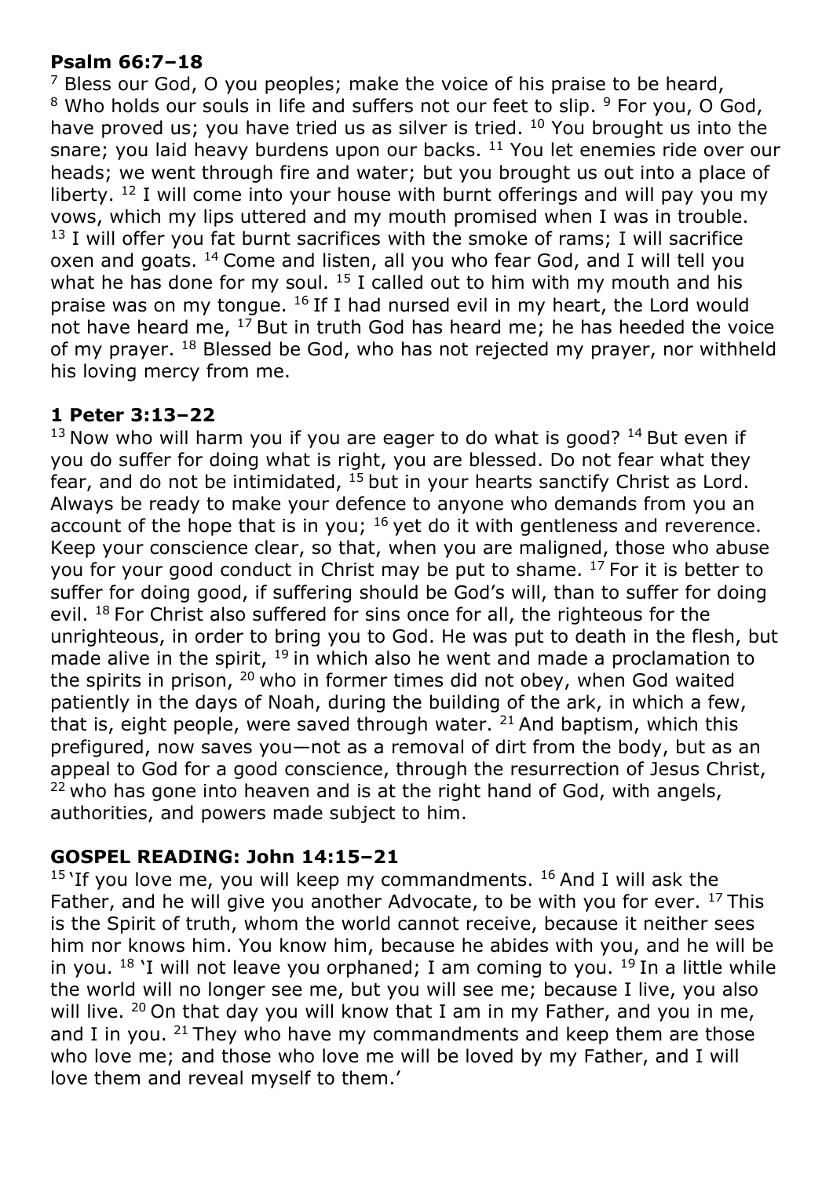**Psalm 66:7–18**

[7] Bless our God, O you peoples; make the voice of his praise to be heard, [8] Who holds our souls in life and suffers not our feet to slip. [9] For you, O God, have proved us; you have tried us as silver is tried. [10] You brought us into the snare; you laid heavy burdens upon our backs. [11] You let enemies ride over our heads; we went through fire and water; but you brought us out into a place of liberty. [12] I will come into your house with burnt offerings and will pay you my vows, which my lips uttered and my mouth promised when I was in trouble. [13] I will offer you fat burnt sacrifices with the smoke of rams; I will sacrifice oxen and goats. [14] Come and listen, all you who fear God, and I will tell you what he has done for my soul. [15] I called out to him with my mouth and his praise was on my tongue. [16] If I had nursed evil in my heart, the Lord would not have heard me, [17] But in truth God has heard me; he has heeded the voice of my prayer. [18] Blessed be God, who has not rejected my prayer, nor withheld his loving mercy from me.

**1 Peter 3:13–22**

[13] Now who will harm you if you are eager to do what is good? [14] But even if you do suffer for doing what is right, you are blessed. Do not fear what they fear, and do not be intimidated, [15] but in your hearts sanctify Christ as Lord. Always be ready to make your defence to anyone who demands from you an account of the hope that is in you; [16] yet do it with gentleness and reverence. Keep your conscience clear, so that, when you are maligned, those who abuse you for your good conduct in Christ may be put to shame. [17] For it is better to suffer for doing good, if suffering should be God's will, than to suffer for doing evil. [18] For Christ also suffered for sins once for all, the righteous for the unrighteous, in order to bring you to God. He was put to death in the flesh, but made alive in the spirit, [19] in which also he went and made a proclamation to the spirits in prison, [20] who in former times did not obey, when God waited patiently in the days of Noah, during the building of the ark, in which a few, that is, eight people, were saved through water. [21] And baptism, which this prefigured, now saves you—not as a removal of dirt from the body, but as an appeal to God for a good conscience, through the resurrection of Jesus Christ, [22] who has gone into heaven and is at the right hand of God, with angels, authorities, and powers made subject to him.

**GOSPEL READING: John 14:15–21**

[15] 'If you love me, you will keep my commandments. [16] And I will ask the Father, and he will give you another Advocate, to be with you for ever. [17] This is the Spirit of truth, whom the world cannot receive, because it neither sees him nor knows him. You know him, because he abides with you, and he will be in you. [18] 'I will not leave you orphaned; I am coming to you. [19] In a little while the world will no longer see me, but you will see me; because I live, you also will live. [20] On that day you will know that I am in my Father, and you in me, and I in you. [21] They who have my commandments and keep them are those who love me; and those who love me will be loved by my Father, and I will love them and reveal myself to them.'